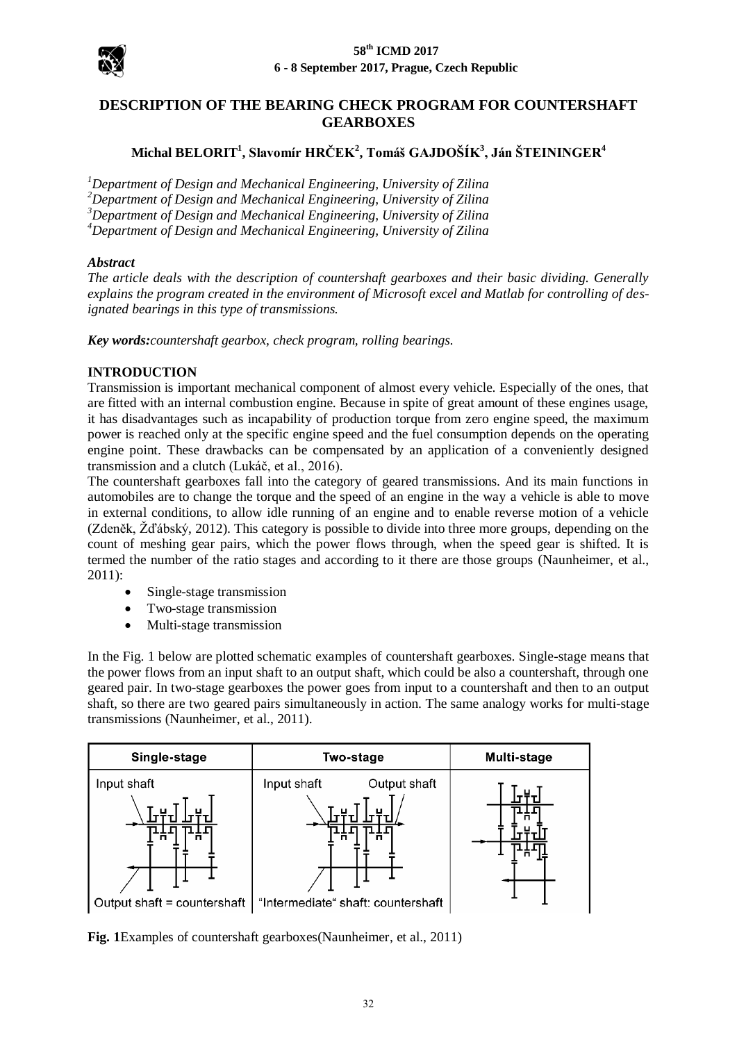# DESCRIPTION OF THE BEARING CHECK PROGRAM FOR COUNTERSHAFT GEARBOXES

**Michal BELORIT[1], Slavomír HRČEK[2], Tomáš GAJDOŠÍK[3], Ján ŠTEININGER[4]**

*[1]Department of Design and Mechanical Engineering, University of Zilina*
*[2]Department of Design and Mechanical Engineering, University of Zilina*
*[3]Department of Design and Mechanical Engineering, University of Zilina*
*[4]Department of Design and Mechanical Engineering, University of Zilina*

***Abstract***

*The article deals with the description of countershaft gearboxes and their basic dividing. Generally explains the program created in the environment of Microsoft excel and Matlab for controlling of designated bearings in this type of transmissions.*

***Key words:****countershaft gearbox, check program, rolling bearings.*

## INTRODUCTION

Transmission is important mechanical component of almost every vehicle. Especially of the ones, that are fitted with an internal combustion engine. Because in spite of great amount of these engines usage, it has disadvantages such as incapability of production torque from zero engine speed, the maximum power is reached only at the specific engine speed and the fuel consumption depends on the operating engine point. These drawbacks can be compensated by an application of a conveniently designed transmission and a clutch (Lukáč, et al., 2016).

The countershaft gearboxes fall into the category of geared transmissions. And its main functions in automobiles are to change the torque and the speed of an engine in the way a vehicle is able to move in external conditions, to allow idle running of an engine and to enable reverse motion of a vehicle (Zdeněk, Žďábský, 2012). This category is possible to divide into three more groups, depending on the count of meshing gear pairs, which the power flows through, when the speed gear is shifted. It is termed the number of the ratio stages and according to it there are those groups (Naunheimer, et al., 2011):

- Single-stage transmission
- Two-stage transmission
- Multi-stage transmission

In the Fig. 1 below are plotted schematic examples of countershaft gearboxes. Single-stage means that the power flows from an input shaft to an output shaft, which could be also a countershaft, through one geared pair. In two-stage gearboxes the power goes from input to a countershaft and then to an output shaft, so there are two geared pairs simultaneously in action. The same analogy works for multi-stage transmissions (Naunheimer, et al., 2011).

**Fig. 1**Examples of countershaft gearboxes(Naunheimer, et al., 2011)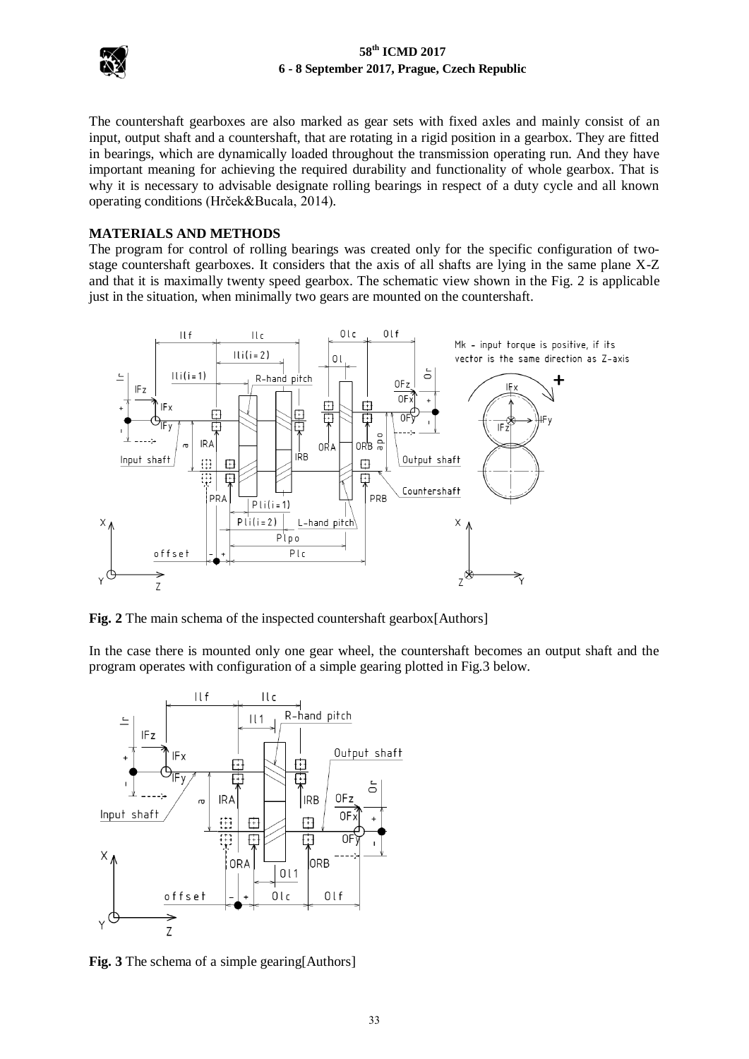The countershaft gearboxes are also marked as gear sets with fixed axles and mainly consist of an input, output shaft and a countershaft, that are rotating in a rigid position in a gearbox. They are fitted in bearings, which are dynamically loaded throughout the transmission operating run. And they have important meaning for achieving the required durability and functionality of whole gearbox. That is why it is necessary to advisable designate rolling bearings in respect of a duty cycle and all known operating conditions (Hrček&Bucala, 2014).

## MATERIALS AND METHODS

The program for control of rolling bearings was created only for the specific configuration of two-stage countershaft gearboxes. It considers that the axis of all shafts are lying in the same plane X-Z and that it is maximally twenty speed gearbox. The schematic view shown in the Fig. 2 is applicable just in the situation, when minimally two gears are mounted on the countershaft.

**Fig. 2** The main schema of the inspected countershaft gearbox[Authors]

In the case there is mounted only one gear wheel, the countershaft becomes an output shaft and the program operates with configuration of a simple gearing plotted in Fig.3 below.

**Fig. 3** The schema of a simple gearing[Authors]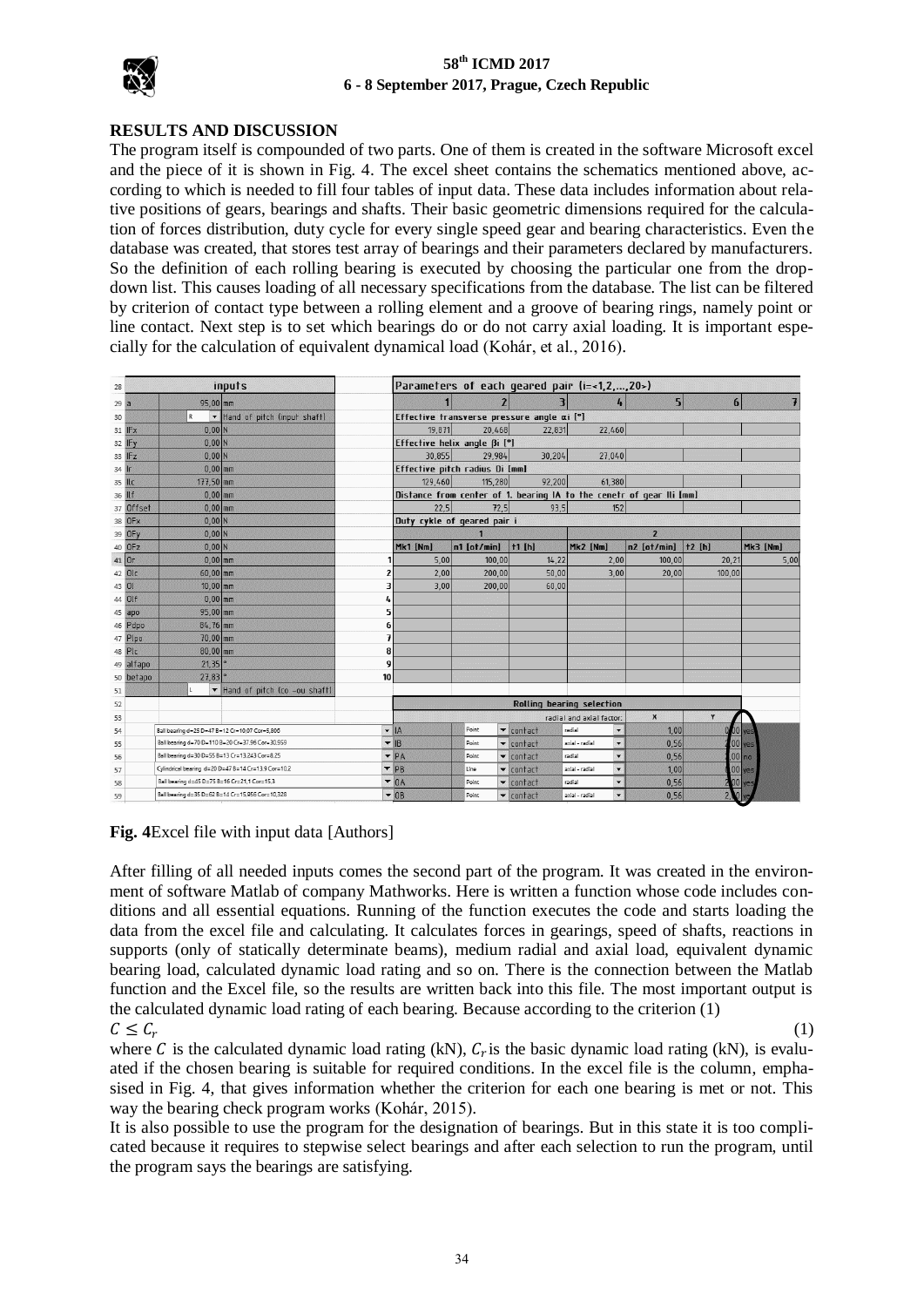## RESULTS AND DISCUSSION

The program itself is compounded of two parts. One of them is created in the software Microsoft excel and the piece of it is shown in Fig. 4. The excel sheet contains the schematics mentioned above, according to which is needed to fill four tables of input data. These data includes information about relative positions of gears, bearings and shafts. Their basic geometric dimensions required for the calculation of forces distribution, duty cycle for every single speed gear and bearing characteristics. Even the database was created, that stores test array of bearings and their parameters declared by manufacturers. So the definition of each rolling bearing is executed by choosing the particular one from the drop-down list. This causes loading of all necessary specifications from the database. The list can be filtered by criterion of contact type between a rolling element and a groove of bearing rings, namely point or line contact. Next step is to set which bearings do or do not carry axial loading. It is important especially for the calculation of equivalent dynamical load (Kohár, et al., 2016).

**Fig. 4**Excel file with input data [Authors]

After filling of all needed inputs comes the second part of the program. It was created in the environment of software Matlab of company Mathworks. Here is written a function whose code includes conditions and all essential equations. Running of the function executes the code and starts loading the data from the excel file and calculating. It calculates forces in gearings, speed of shafts, reactions in supports (only of statically determinate beams), medium radial and axial load, equivalent dynamic bearing load, calculated dynamic load rating and so on. There is the connection between the Matlab function and the Excel file, so the results are written back into this file. The most important output is the calculated dynamic load rating of each bearing. Because according to the criterion (1)

$$C \leq C_r \tag{1}$$

where $C$ is the calculated dynamic load rating (kN), $C_r$ is the basic dynamic load rating (kN), is evaluated if the chosen bearing is suitable for required conditions. In the excel file is the column, emphasised in Fig. 4, that gives information whether the criterion for each one bearing is met or not. This way the bearing check program works (Kohár, 2015).

It is also possible to use the program for the designation of bearings. But in this state it is too complicated because it requires to stepwise select bearings and after each selection to run the program, until the program says the bearings are satisfying.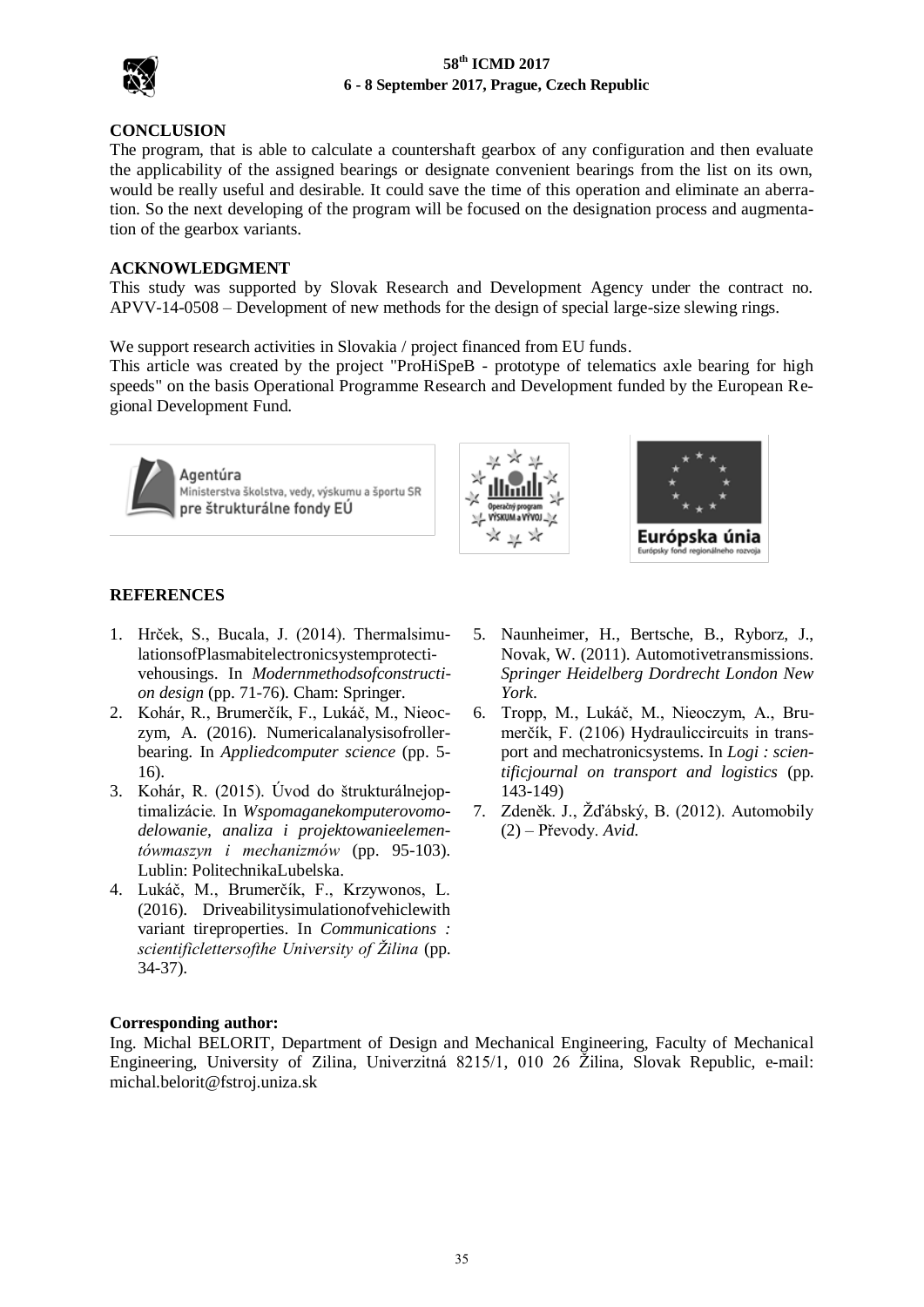**CONCLUSION**

The program, that is able to calculate a countershaft gearbox of any configuration and then evaluate the applicability of the assigned bearings or designate convenient bearings from the list on its own, would be really useful and desirable. It could save the time of this operation and eliminate an aberration. So the next developing of the program will be focused on the designation process and augmentation of the gearbox variants.

**ACKNOWLEDGMENT**

This study was supported by Slovak Research and Development Agency under the contract no. APVV-14-0508 – Development of new methods for the design of special large-size slewing rings.

We support research activities in Slovakia / project financed from EU funds.

This article was created by the project "ProHiSpeB - prototype of telematics axle bearing for high speeds" on the basis Operational Programme Research and Development funded by the European Regional Development Fund.

Agentúra
Ministerstva školstva, vedy, výskumu a športu SR
pre štrukturálne fondy EÚ

Operačný program
VÝSKUM a VÝVOJ

Európska únia
Európsky fond regionálneho rozvoja

**REFERENCES**

1. Hrček, S., Bucala, J. (2014). ThermalsimulationsofPlasmabitelectronicsystemprotectivehousings. In *Modernmethodsofconstruction design* (pp. 71-76). Cham: Springer.
2. Kohár, R., Brumerčík, F., Lukáč, M., Nieoczym, A. (2016). Numericalanalysisofrollerbearing. In *Appliedcomputer science* (pp. 5-16).
3. Kohár, R. (2015). Úvod do štrukturálnejoptimalizácie. In *Wspomaganekomputerovomodelowanie, analiza i projektowanieelementówmaszyn i mechanizmów* (pp. 95-103). Lublin: PolitechnikaLubelska.
4. Lukáč, M., Brumerčík, F., Krzywonos, L. (2016). Driveabilitysimulationofvehiclewith variant tireproperties. In *Communications : scientificlettersofthe University of Žilina* (pp. 34-37).
5. Naunheimer, H., Bertsche, B., Ryborz, J., Novak, W. (2011). Automotivetransmissions. *Springer Heidelberg Dordrecht London New York*.
6. Tropp, M., Lukáč, M., Nieoczym, A., Brumerčík, F. (2106) Hydrauliccircuits in transport and mechatronicsystems. In *Logi : scientificjournal on transport and logistics* (pp. 143-149)
7. Zdeněk. J., Žďábský, B. (2012). Automobily (2) – Převody. *Avid.*

**Corresponding author:**

Ing. Michal BELORIT, Department of Design and Mechanical Engineering, Faculty of Mechanical Engineering, University of Zilina, Univerzitná 8215/1, 010 26 Žilina, Slovak Republic, e-mail: michal.belorit@fstroj.uniza.sk